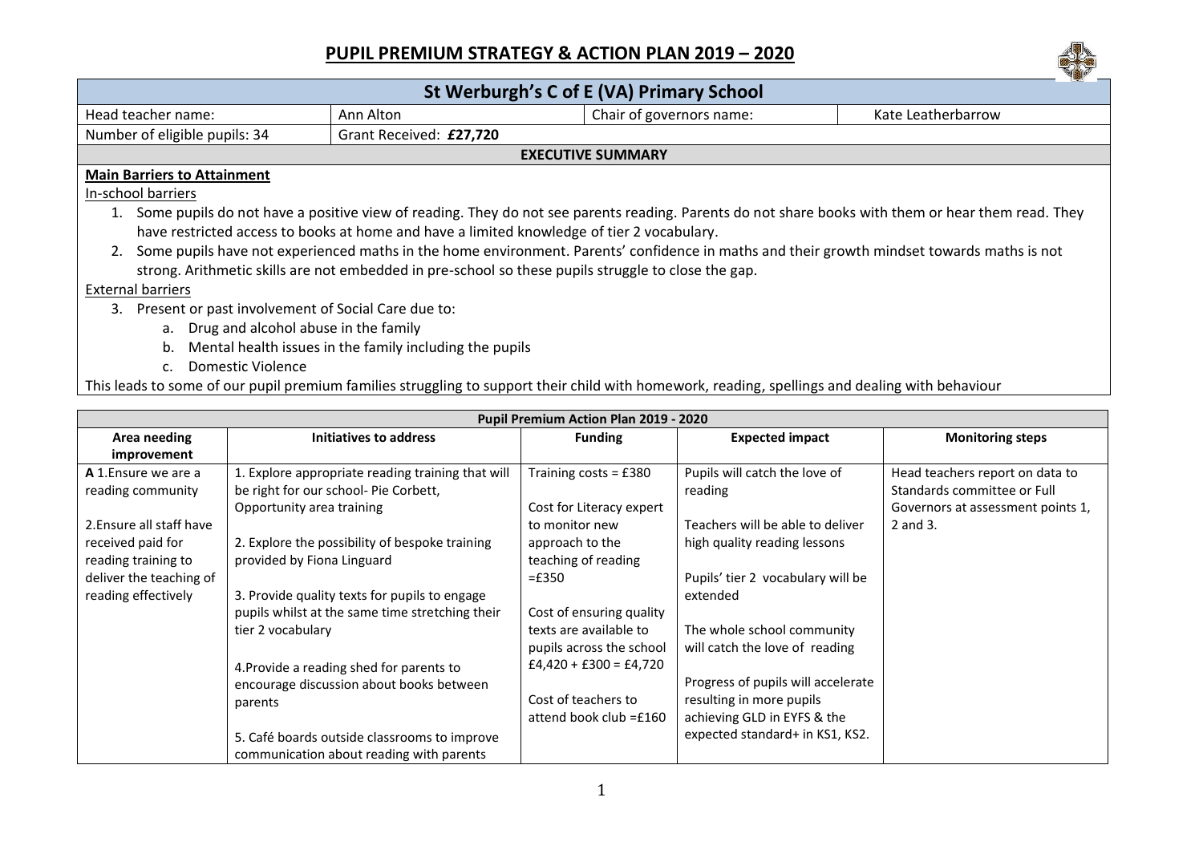# PUPIL PREMIUM STRATEGY & ACTION PLAN 2019 – 2020

| St Werburgh's C of E (VA) Primary School | | | |
|---|---|---|---|
| Head teacher name: | Ann Alton | Chair of governors name: | Kate Leatherbarrow |
| Number of eligible pupils: 34 | Grant Received: **£27,720** | | |

**EXECUTIVE SUMMARY**

**Main Barriers to Attainment**

In-school barriers

1. Some pupils do not have a positive view of reading. They do not see parents reading. Parents do not share books with them or hear them read. They have restricted access to books at home and have a limited knowledge of tier 2 vocabulary.
2. Some pupils have not experienced maths in the home environment. Parents' confidence in maths and their growth mindset towards maths is not strong. Arithmetic skills are not embedded in pre-school so these pupils struggle to close the gap.

External barriers

3. Present or past involvement of Social Care due to:
   a. Drug and alcohol abuse in the family
   b. Mental health issues in the family including the pupils
   c. Domestic Violence

This leads to some of our pupil premium families struggling to support their child with homework, reading, spellings and dealing with behaviour

**Pupil Premium Action Plan 2019 - 2020**

| Area needing improvement | Initiatives to address | Funding | Expected impact | Monitoring steps |
|---|---|---|---|---|
| **A** 1.Ensure we are a reading community<br><br>2.Ensure all staff have received paid for reading training to deliver the teaching of reading effectively | 1. Explore appropriate reading training that will be right for our school- Pie Corbett, Opportunity area training<br><br>2. Explore the possibility of bespoke training provided by Fiona Linguard<br><br>3. Provide quality texts for pupils to engage pupils whilst at the same time stretching their tier 2 vocabulary<br><br>4.Provide a reading shed for parents to encourage discussion about books between parents<br><br>5. Café boards outside classrooms to improve communication about reading with parents | Training costs = £380<br><br>Cost for Literacy expert to monitor new approach to the teaching of reading =£350<br><br>Cost of ensuring quality texts are available to pupils across the school £4,420 + £300 = £4,720<br><br>Cost of teachers to attend book club =£160 | Pupils will catch the love of reading<br><br>Teachers will be able to deliver high quality reading lessons<br><br>Pupils' tier 2 vocabulary will be extended<br><br>The whole school community will catch the love of reading<br><br>Progress of pupils will accelerate resulting in more pupils achieving GLD in EYFS & the expected standard+ in KS1, KS2. | Head teachers report on data to Standards committee or Full Governors at assessment points 1, 2 and 3. |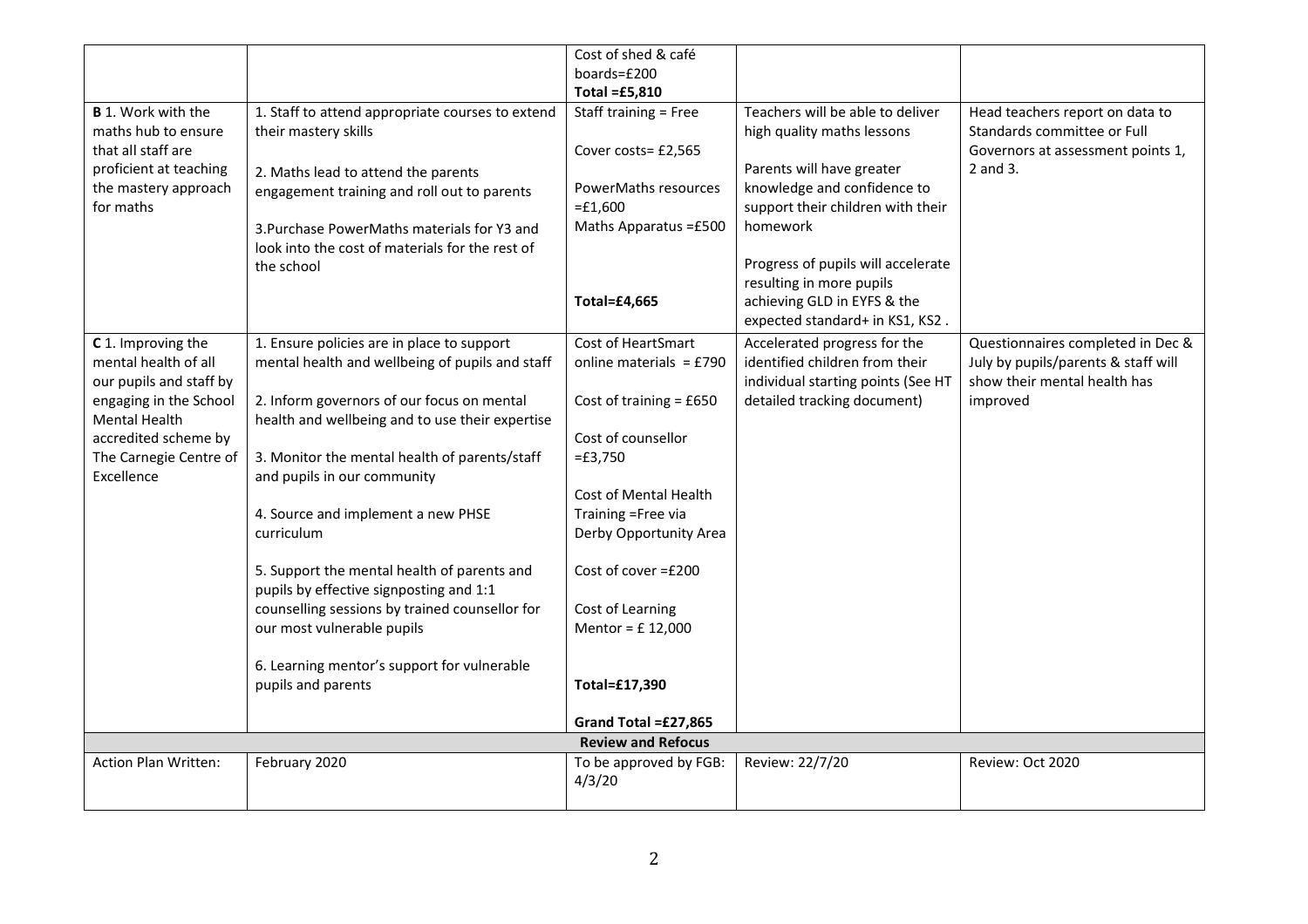| | | | | |
|---|---|---|---|---|
| | | Cost of shed & café boards=£200<br>**Total =£5,810** | | |
| **B** 1. Work with the maths hub to ensure that all staff are proficient at teaching the mastery approach for maths | 1. Staff to attend appropriate courses to extend their mastery skills<br><br>2. Maths lead to attend the parents engagement training and roll out to parents<br><br>3.Purchase PowerMaths materials for Y3 and look into the cost of materials for the rest of the school | Staff training = Free<br><br>Cover costs= £2,565<br><br>PowerMaths resources =£1,600<br>Maths Apparatus =£500<br><br>**Total=£4,665** | Teachers will be able to deliver high quality maths lessons<br><br>Parents will have greater knowledge and confidence to support their children with their homework<br><br>Progress of pupils will accelerate resulting in more pupils achieving GLD in EYFS & the expected standard+ in KS1, KS2 . | Head teachers report on data to Standards committee or Full Governors at assessment points 1, 2 and 3. |
| **C** 1. Improving the mental health of all our pupils and staff by engaging in the School Mental Health accredited scheme by The Carnegie Centre of Excellence | 1. Ensure policies are in place to support mental health and wellbeing of pupils and staff<br><br>2. Inform governors of our focus on mental health and wellbeing and to use their expertise<br><br>3. Monitor the mental health of parents/staff and pupils in our community<br><br>4. Source and implement a new PHSE curriculum<br><br>5. Support the mental health of parents and pupils by effective signposting and 1:1 counselling sessions by trained counsellor for our most vulnerable pupils<br><br>6. Learning mentor's support for vulnerable pupils and parents | Cost of HeartSmart online materials = £790<br><br>Cost of training = £650<br><br>Cost of counsellor =£3,750<br><br>Cost of Mental Health Training =Free via Derby Opportunity Area<br><br>Cost of cover =£200<br><br>Cost of Learning Mentor = £ 12,000<br><br>**Total=£17,390**<br><br>**Grand Total =£27,865** | Accelerated progress for the identified children from their individual starting points (See HT detailed tracking document) | Questionnaires completed in Dec & July by pupils/parents & staff will show their mental health has improved |
| | | **Review and Refocus** | | |
| Action Plan Written: | February 2020 | To be approved by FGB: 4/3/20 | Review: 22/7/20 | Review: Oct 2020 |